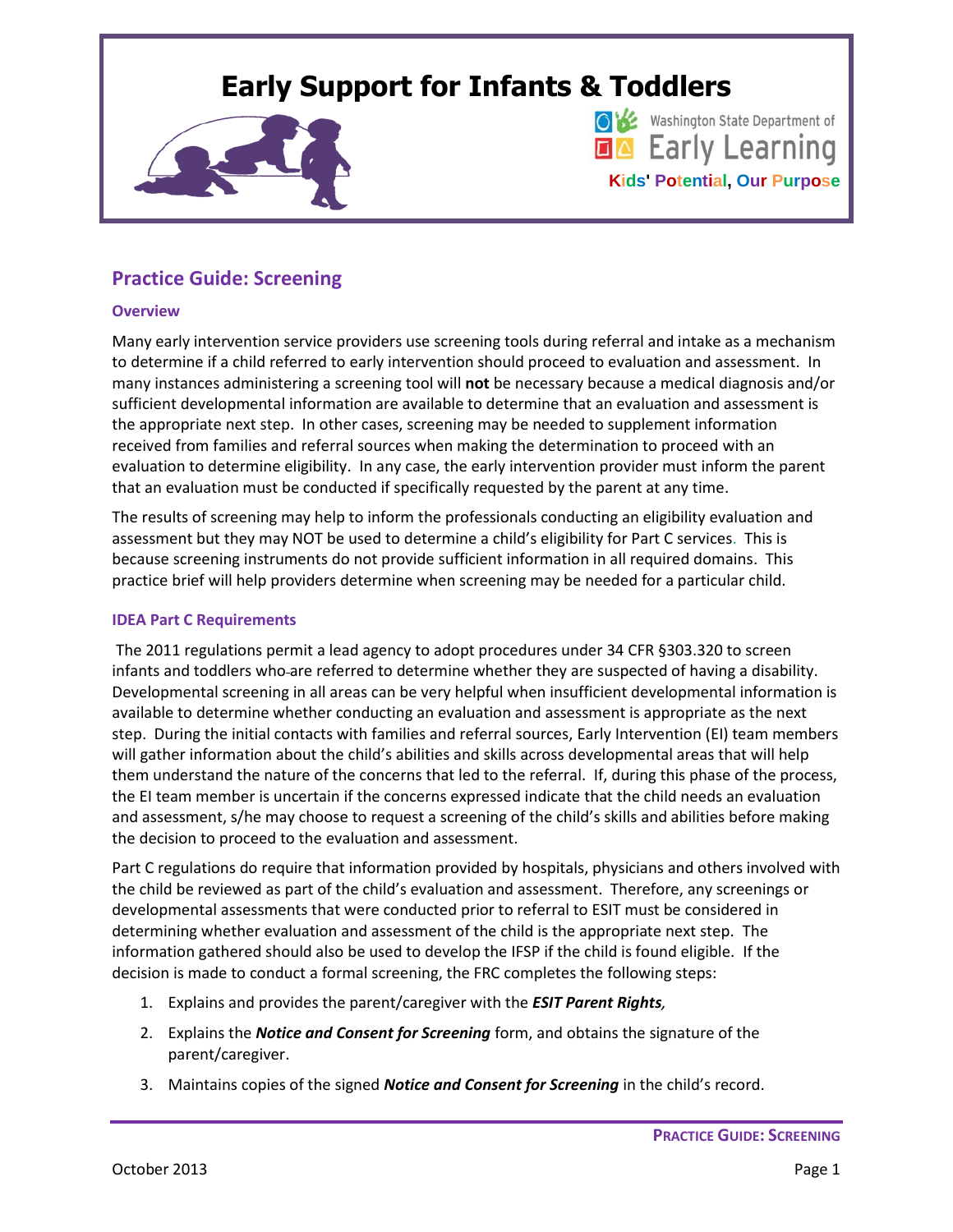# Early Support for Infants & Toddlers

Washington State Department of Early Learning

Kids' Potential, Our Purpose

## Practice Guide: Screening

### Overview

Many early intervention service providers use screening tools during referral and intake as a mechanism to determine if a child referred to early intervention should proceed to evaluation and assessment. In many instances administering a screening tool will **not** be necessary because a medical diagnosis and/or sufficient developmental information are available to determine that an evaluation and assessment is the appropriate next step. In other cases, screening may be needed to supplement information received from families and referral sources when making the determination to proceed with an evaluation to determine eligibility. In any case, the early intervention provider must inform the parent that an evaluation must be conducted if specifically requested by the parent at any time.

The results of screening may help to inform the professionals conducting an eligibility evaluation and assessment but they may NOT be used to determine a child's eligibility for Part C services. This is because screening instruments do not provide sufficient information in all required domains. This practice brief will help providers determine when screening may be needed for a particular child.

### IDEA Part C Requirements

The 2011 regulations permit a lead agency to adopt procedures under 34 CFR §303.320 to screen infants and toddlers who are referred to determine whether they are suspected of having a disability. Developmental screening in all areas can be very helpful when insufficient developmental information is available to determine whether conducting an evaluation and assessment is appropriate as the next step. During the initial contacts with families and referral sources, Early Intervention (EI) team members will gather information about the child's abilities and skills across developmental areas that will help them understand the nature of the concerns that led to the referral. If, during this phase of the process, the EI team member is uncertain if the concerns expressed indicate that the child needs an evaluation and assessment, s/he may choose to request a screening of the child's skills and abilities before making the decision to proceed to the evaluation and assessment.

Part C regulations do require that information provided by hospitals, physicians and others involved with the child be reviewed as part of the child's evaluation and assessment. Therefore, any screenings or developmental assessments that were conducted prior to referral to ESIT must be considered in determining whether evaluation and assessment of the child is the appropriate next step. The information gathered should also be used to develop the IFSP if the child is found eligible. If the decision is made to conduct a formal screening, the FRC completes the following steps:

1. Explains and provides the parent/caregiver with the ***ESIT Parent Rights,***
2. Explains the ***Notice and Consent for Screening*** form, and obtains the signature of the parent/caregiver.
3. Maintains copies of the signed ***Notice and Consent for Screening*** in the child's record.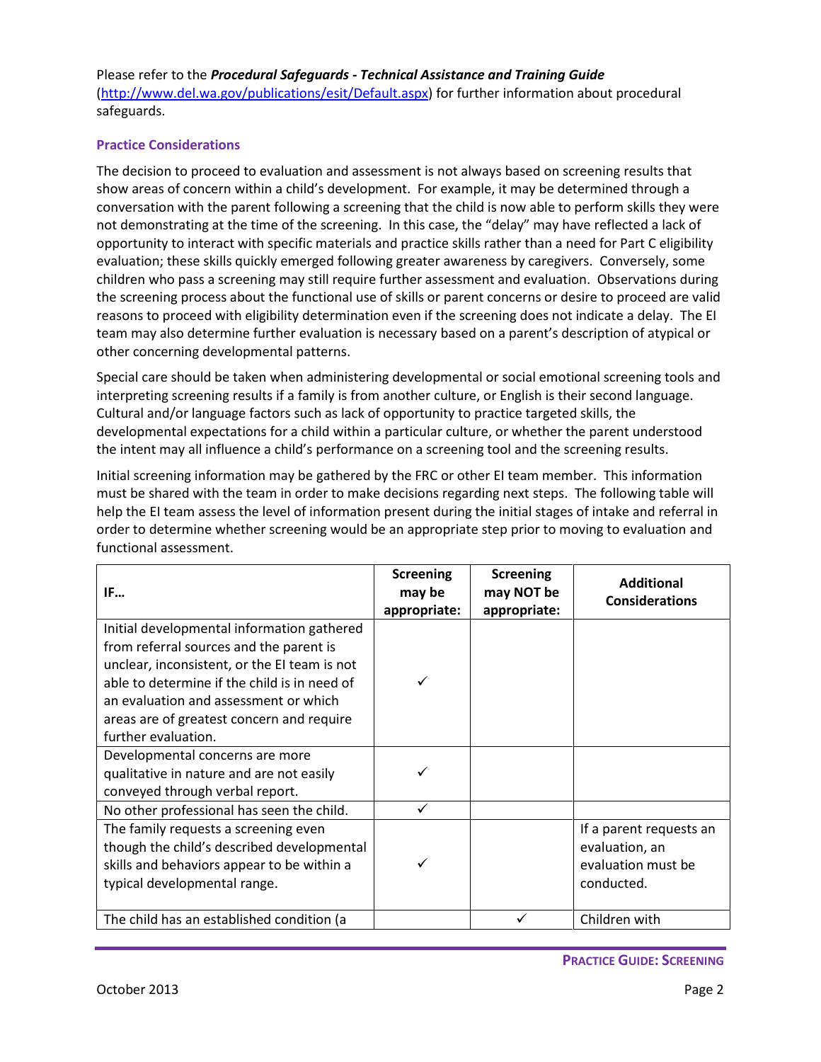Please refer to the ***Procedural Safeguards - Technical Assistance and Training Guide*** (http://www.del.wa.gov/publications/esit/Default.aspx) for further information about procedural safeguards.

### Practice Considerations

The decision to proceed to evaluation and assessment is not always based on screening results that show areas of concern within a child's development. For example, it may be determined through a conversation with the parent following a screening that the child is now able to perform skills they were not demonstrating at the time of the screening. In this case, the "delay" may have reflected a lack of opportunity to interact with specific materials and practice skills rather than a need for Part C eligibility evaluation; these skills quickly emerged following greater awareness by caregivers. Conversely, some children who pass a screening may still require further assessment and evaluation. Observations during the screening process about the functional use of skills or parent concerns or desire to proceed are valid reasons to proceed with eligibility determination even if the screening does not indicate a delay. The EI team may also determine further evaluation is necessary based on a parent's description of atypical or other concerning developmental patterns.

Special care should be taken when administering developmental or social emotional screening tools and interpreting screening results if a family is from another culture, or English is their second language. Cultural and/or language factors such as lack of opportunity to practice targeted skills, the developmental expectations for a child within a particular culture, or whether the parent understood the intent may all influence a child's performance on a screening tool and the screening results.

Initial screening information may be gathered by the FRC or other EI team member. This information must be shared with the team in order to make decisions regarding next steps. The following table will help the EI team assess the level of information present during the initial stages of intake and referral in order to determine whether screening would be an appropriate step prior to moving to evaluation and functional assessment.

| IF… | Screening may be appropriate: | Screening may NOT be appropriate: | Additional Considerations |
|---|---|---|---|
| Initial developmental information gathered from referral sources and the parent is unclear, inconsistent, or the EI team is not able to determine if the child is in need of an evaluation and assessment or which areas are of greatest concern and require further evaluation. | ✓ | | |
| Developmental concerns are more qualitative in nature and are not easily conveyed through verbal report. | ✓ | | |
| No other professional has seen the child. | ✓ | | |
| The family requests a screening even though the child's described developmental skills and behaviors appear to be within a typical developmental range. | ✓ | | If a parent requests an evaluation, an evaluation must be conducted. |
| The child has an established condition (a | | ✓ | Children with |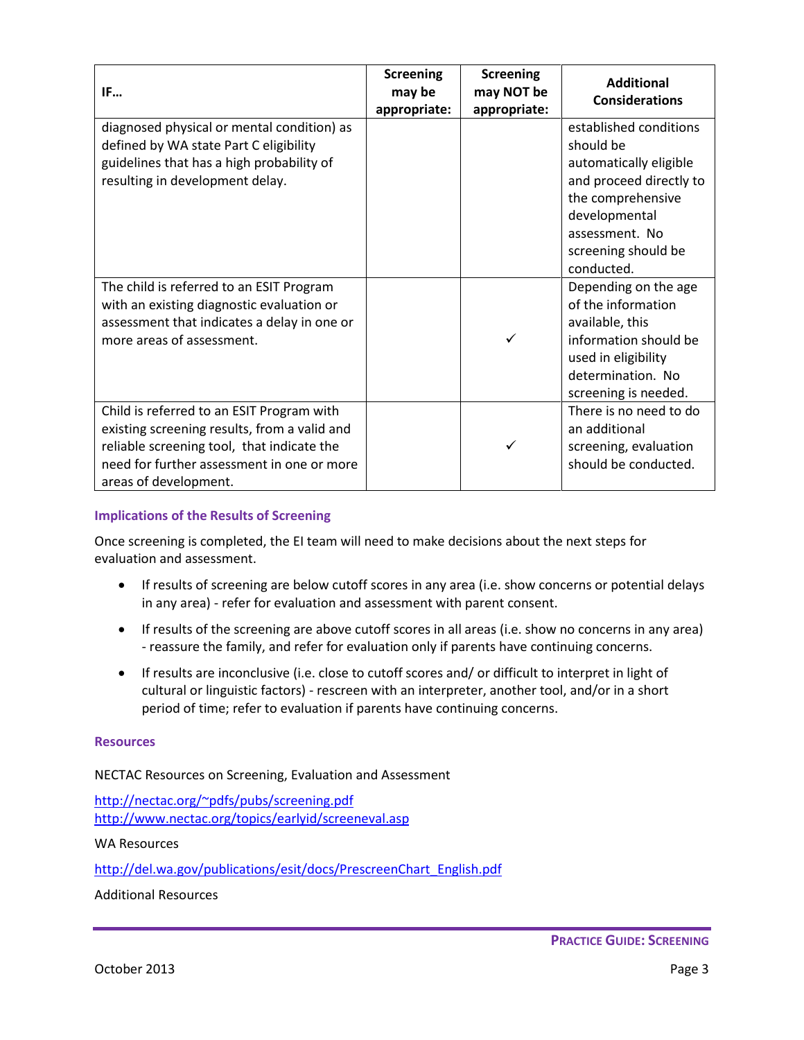| IF… | Screening may be appropriate: | Screening may NOT be appropriate: | Additional Considerations |
|---|---|---|---|
| diagnosed physical or mental condition) as defined by WA state Part C eligibility guidelines that has a high probability of resulting in development delay. | | | established conditions should be automatically eligible and proceed directly to the comprehensive developmental assessment. No screening should be conducted. |
| The child is referred to an ESIT Program with an existing diagnostic evaluation or assessment that indicates a delay in one or more areas of assessment. | | ✓ | Depending on the age of the information available, this information should be used in eligibility determination. No screening is needed. |
| Child is referred to an ESIT Program with existing screening results, from a valid and reliable screening tool, that indicate the need for further assessment in one or more areas of development. | | ✓ | There is no need to do an additional screening, evaluation should be conducted. |

### Implications of the Results of Screening

Once screening is completed, the EI team will need to make decisions about the next steps for evaluation and assessment.

- If results of screening are below cutoff scores in any area (i.e. show concerns or potential delays in any area) - refer for evaluation and assessment with parent consent.
- If results of the screening are above cutoff scores in all areas (i.e. show no concerns in any area) - reassure the family, and refer for evaluation only if parents have continuing concerns.
- If results are inconclusive (i.e. close to cutoff scores and/ or difficult to interpret in light of cultural or linguistic factors) - rescreen with an interpreter, another tool, and/or in a short period of time; refer to evaluation if parents have continuing concerns.

### Resources

NECTAC Resources on Screening, Evaluation and Assessment

http://nectac.org/~pdfs/pubs/screening.pdf
http://www.nectac.org/topics/earlyid/screeneval.asp

WA Resources

http://del.wa.gov/publications/esit/docs/PrescreenChart_English.pdf

Additional Resources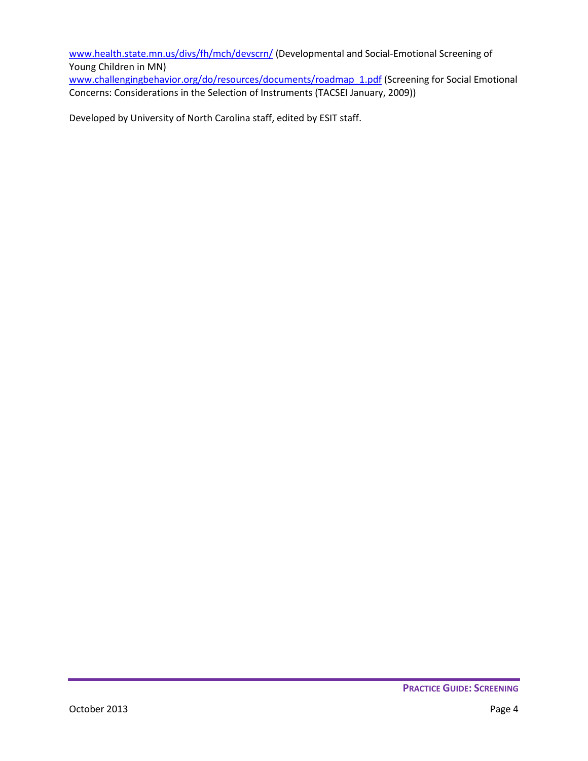www.health.state.mn.us/divs/fh/mch/devscrn/ (Developmental and Social-Emotional Screening of Young Children in MN)
www.challengingbehavior.org/do/resources/documents/roadmap_1.pdf (Screening for Social Emotional Concerns: Considerations in the Selection of Instruments (TACSEI January, 2009))

Developed by University of North Carolina staff, edited by ESIT staff.